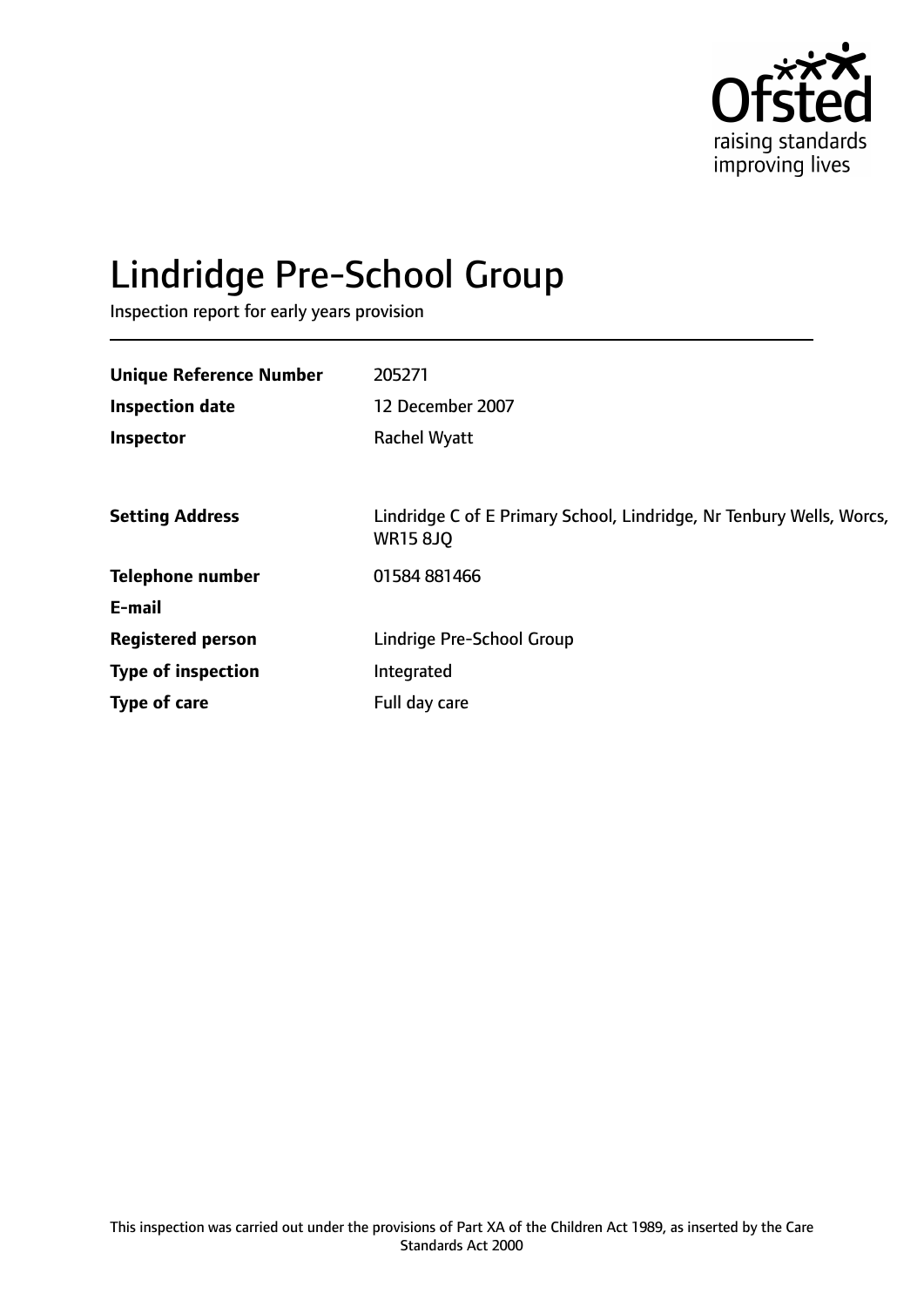# Lindridge Pre-School Group

Inspection report for early years provision

| | |
|---|---|
| **Unique Reference Number** | 205271 |
| **Inspection date** | 12 December 2007 |
| **Inspector** | Rachel Wyatt |
| | |
| **Setting Address** | Lindridge C of E Primary School, Lindridge, Nr Tenbury Wells, Worcs, WR15 8JQ |
| **Telephone number** | 01584 881466 |
| **E-mail** | |
| **Registered person** | Lindrige Pre-School Group |
| **Type of inspection** | Integrated |
| **Type of care** | Full day care |

This inspection was carried out under the provisions of Part XA of the Children Act 1989, as inserted by the Care Standards Act 2000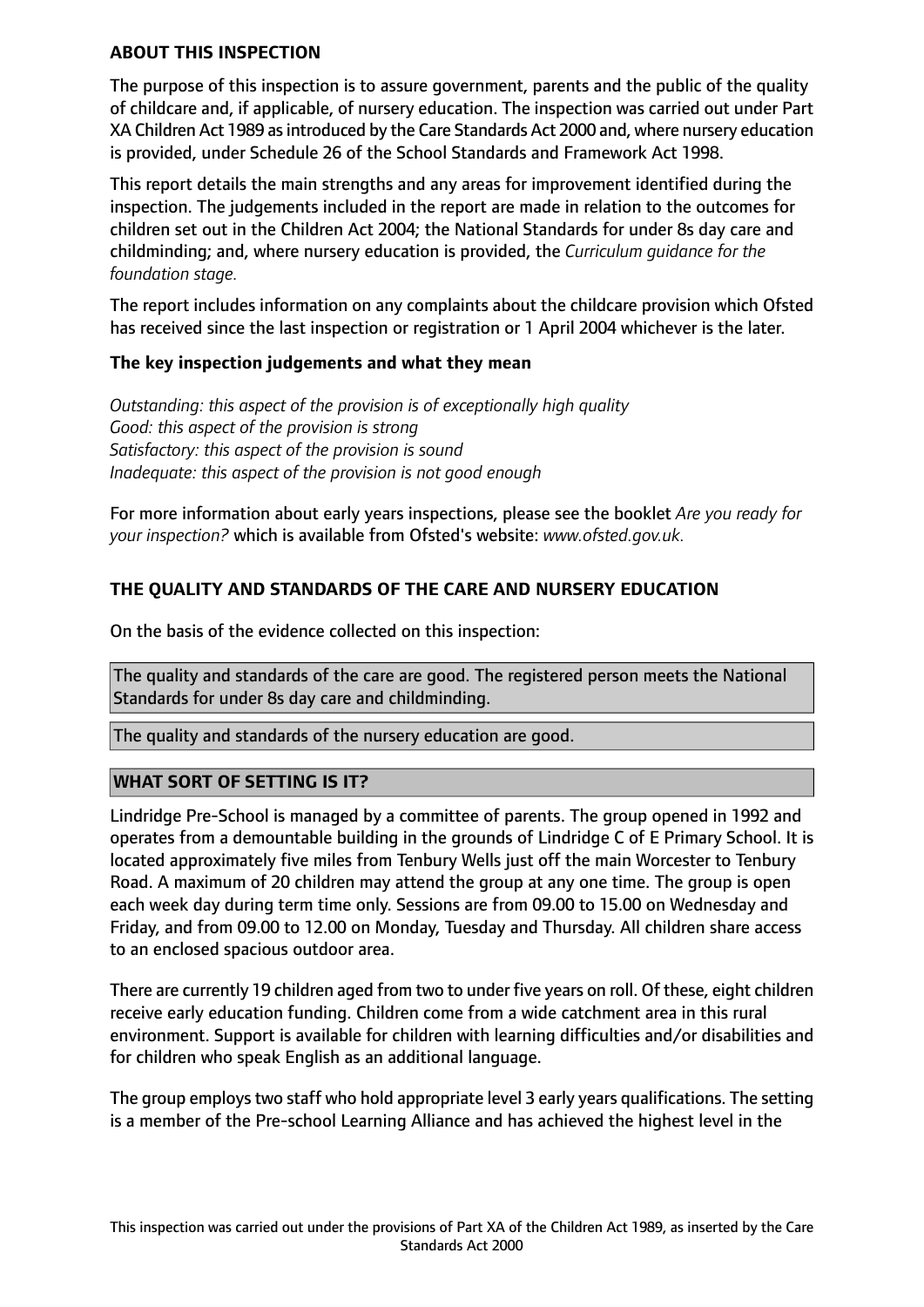## ABOUT THIS INSPECTION

The purpose of this inspection is to assure government, parents and the public of the quality of childcare and, if applicable, of nursery education. The inspection was carried out under Part XA Children Act 1989 as introduced by the Care Standards Act 2000 and, where nursery education is provided, under Schedule 26 of the School Standards and Framework Act 1998.

This report details the main strengths and any areas for improvement identified during the inspection. The judgements included in the report are made in relation to the outcomes for children set out in the Children Act 2004; the National Standards for under 8s day care and childminding; and, where nursery education is provided, the *Curriculum guidance for the foundation stage.*

The report includes information on any complaints about the childcare provision which Ofsted has received since the last inspection or registration or 1 April 2004 whichever is the later.

### The key inspection judgements and what they mean

*Outstanding: this aspect of the provision is of exceptionally high quality*
*Good: this aspect of the provision is strong*
*Satisfactory: this aspect of the provision is sound*
*Inadequate: this aspect of the provision is not good enough*

For more information about early years inspections, please see the booklet *Are you ready for your inspection?* which is available from Ofsted's website: *www.ofsted.gov.uk.*

## THE QUALITY AND STANDARDS OF THE CARE AND NURSERY EDUCATION

On the basis of the evidence collected on this inspection:

The quality and standards of the care are good. The registered person meets the National Standards for under 8s day care and childminding.

The quality and standards of the nursery education are good.

## WHAT SORT OF SETTING IS IT?

Lindridge Pre-School is managed by a committee of parents. The group opened in 1992 and operates from a demountable building in the grounds of Lindridge C of E Primary School. It is located approximately five miles from Tenbury Wells just off the main Worcester to Tenbury Road. A maximum of 20 children may attend the group at any one time. The group is open each week day during term time only. Sessions are from 09.00 to 15.00 on Wednesday and Friday, and from 09.00 to 12.00 on Monday, Tuesday and Thursday. All children share access to an enclosed spacious outdoor area.

There are currently 19 children aged from two to under five years on roll. Of these, eight children receive early education funding. Children come from a wide catchment area in this rural environment. Support is available for children with learning difficulties and/or disabilities and for children who speak English as an additional language.

The group employs two staff who hold appropriate level 3 early years qualifications. The setting is a member of the Pre-school Learning Alliance and has achieved the highest level in the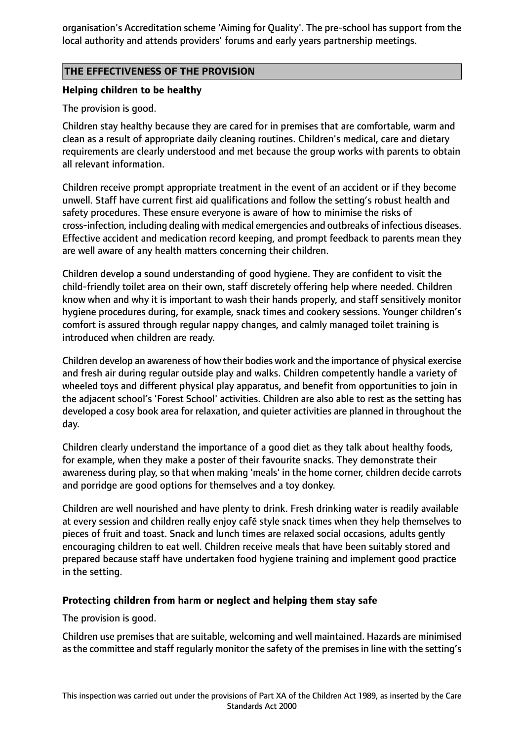organisation's Accreditation scheme 'Aiming for Quality'. The pre-school has support from the local authority and attends providers' forums and early years partnership meetings.

## THE EFFECTIVENESS OF THE PROVISION

### Helping children to be healthy

The provision is good.

Children stay healthy because they are cared for in premises that are comfortable, warm and clean as a result of appropriate daily cleaning routines. Children's medical, care and dietary requirements are clearly understood and met because the group works with parents to obtain all relevant information.

Children receive prompt appropriate treatment in the event of an accident or if they become unwell. Staff have current first aid qualifications and follow the setting's robust health and safety procedures. These ensure everyone is aware of how to minimise the risks of cross-infection, including dealing with medical emergencies and outbreaks of infectious diseases. Effective accident and medication record keeping, and prompt feedback to parents mean they are well aware of any health matters concerning their children.

Children develop a sound understanding of good hygiene. They are confident to visit the child-friendly toilet area on their own, staff discretely offering help where needed. Children know when and why it is important to wash their hands properly, and staff sensitively monitor hygiene procedures during, for example, snack times and cookery sessions. Younger children's comfort is assured through regular nappy changes, and calmly managed toilet training is introduced when children are ready.

Children develop an awareness of how their bodies work and the importance of physical exercise and fresh air during regular outside play and walks. Children competently handle a variety of wheeled toys and different physical play apparatus, and benefit from opportunities to join in the adjacent school's 'Forest School' activities. Children are also able to rest as the setting has developed a cosy book area for relaxation, and quieter activities are planned in throughout the day.

Children clearly understand the importance of a good diet as they talk about healthy foods, for example, when they make a poster of their favourite snacks. They demonstrate their awareness during play, so that when making 'meals' in the home corner, children decide carrots and porridge are good options for themselves and a toy donkey.

Children are well nourished and have plenty to drink. Fresh drinking water is readily available at every session and children really enjoy café style snack times when they help themselves to pieces of fruit and toast. Snack and lunch times are relaxed social occasions, adults gently encouraging children to eat well. Children receive meals that have been suitably stored and prepared because staff have undertaken food hygiene training and implement good practice in the setting.

### Protecting children from harm or neglect and helping them stay safe

The provision is good.

Children use premises that are suitable, welcoming and well maintained. Hazards are minimised as the committee and staff regularly monitor the safety of the premises in line with the setting's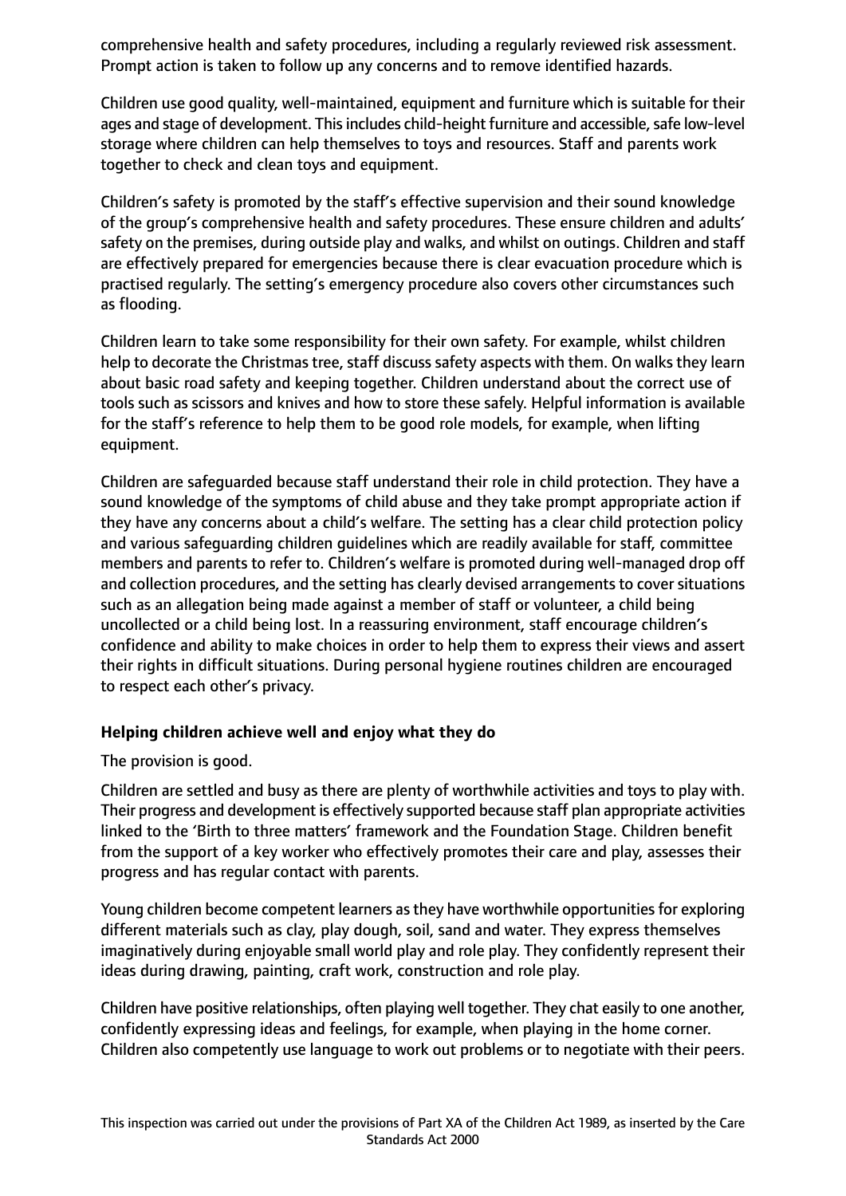comprehensive health and safety procedures, including a regularly reviewed risk assessment. Prompt action is taken to follow up any concerns and to remove identified hazards.

Children use good quality, well-maintained, equipment and furniture which is suitable for their ages and stage of development. This includes child-height furniture and accessible, safe low-level storage where children can help themselves to toys and resources. Staff and parents work together to check and clean toys and equipment.

Children's safety is promoted by the staff's effective supervision and their sound knowledge of the group's comprehensive health and safety procedures. These ensure children and adults' safety on the premises, during outside play and walks, and whilst on outings. Children and staff are effectively prepared for emergencies because there is clear evacuation procedure which is practised regularly. The setting's emergency procedure also covers other circumstances such as flooding.

Children learn to take some responsibility for their own safety. For example, whilst children help to decorate the Christmas tree, staff discuss safety aspects with them. On walks they learn about basic road safety and keeping together. Children understand about the correct use of tools such as scissors and knives and how to store these safely. Helpful information is available for the staff's reference to help them to be good role models, for example, when lifting equipment.

Children are safeguarded because staff understand their role in child protection. They have a sound knowledge of the symptoms of child abuse and they take prompt appropriate action if they have any concerns about a child's welfare. The setting has a clear child protection policy and various safeguarding children guidelines which are readily available for staff, committee members and parents to refer to. Children's welfare is promoted during well-managed drop off and collection procedures, and the setting has clearly devised arrangements to cover situations such as an allegation being made against a member of staff or volunteer, a child being uncollected or a child being lost. In a reassuring environment, staff encourage children's confidence and ability to make choices in order to help them to express their views and assert their rights in difficult situations. During personal hygiene routines children are encouraged to respect each other's privacy.

### Helping children achieve well and enjoy what they do

The provision is good.

Children are settled and busy as there are plenty of worthwhile activities and toys to play with. Their progress and development is effectively supported because staff plan appropriate activities linked to the 'Birth to three matters' framework and the Foundation Stage. Children benefit from the support of a key worker who effectively promotes their care and play, assesses their progress and has regular contact with parents.

Young children become competent learners as they have worthwhile opportunities for exploring different materials such as clay, play dough, soil, sand and water. They express themselves imaginatively during enjoyable small world play and role play. They confidently represent their ideas during drawing, painting, craft work, construction and role play.

Children have positive relationships, often playing well together. They chat easily to one another, confidently expressing ideas and feelings, for example, when playing in the home corner. Children also competently use language to work out problems or to negotiate with their peers.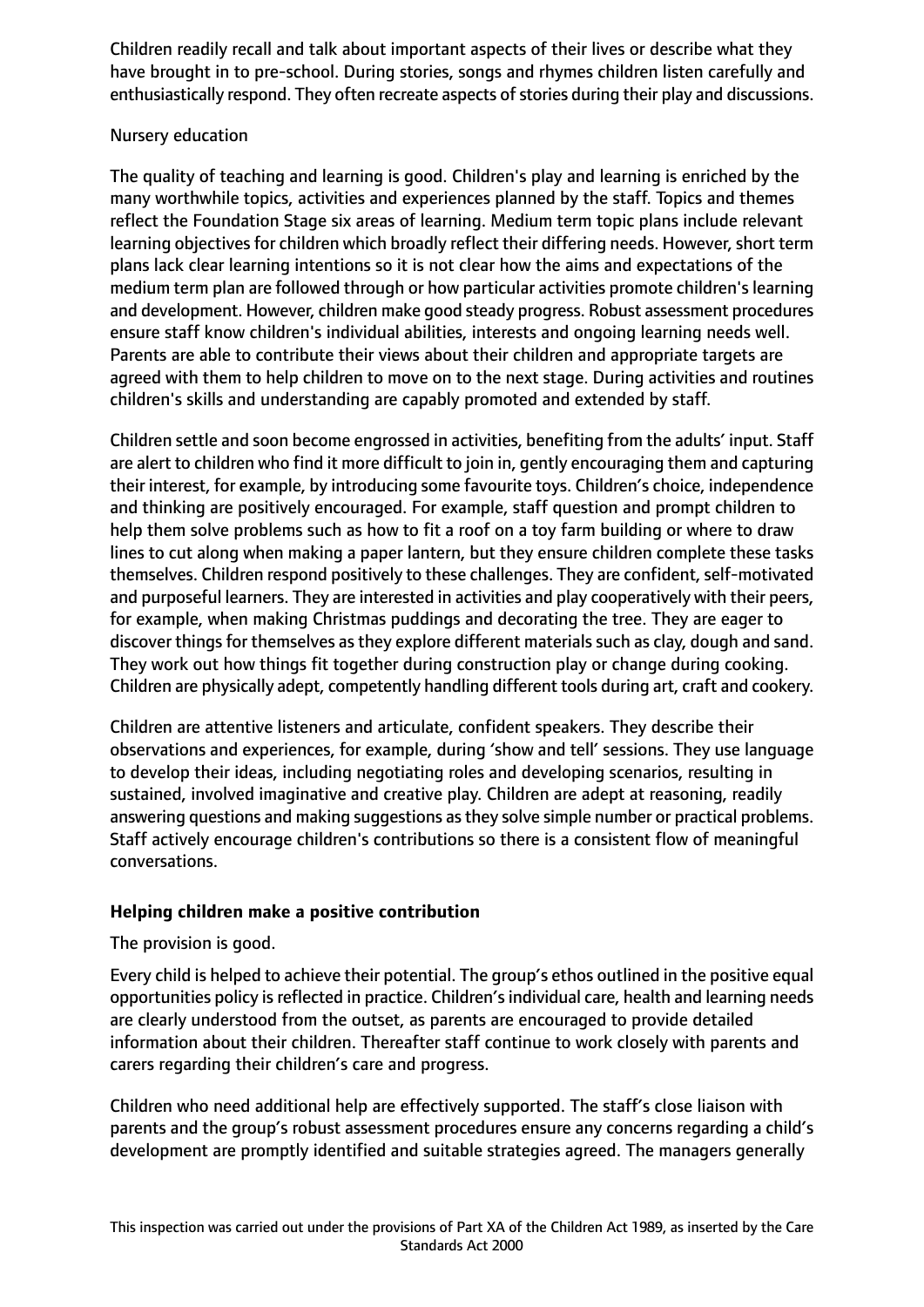Children readily recall and talk about important aspects of their lives or describe what they have brought in to pre-school. During stories, songs and rhymes children listen carefully and enthusiastically respond. They often recreate aspects of stories during their play and discussions.

Nursery education

The quality of teaching and learning is good. Children's play and learning is enriched by the many worthwhile topics, activities and experiences planned by the staff. Topics and themes reflect the Foundation Stage six areas of learning. Medium term topic plans include relevant learning objectives for children which broadly reflect their differing needs. However, short term plans lack clear learning intentions so it is not clear how the aims and expectations of the medium term plan are followed through or how particular activities promote children's learning and development. However, children make good steady progress. Robust assessment procedures ensure staff know children's individual abilities, interests and ongoing learning needs well. Parents are able to contribute their views about their children and appropriate targets are agreed with them to help children to move on to the next stage. During activities and routines children's skills and understanding are capably promoted and extended by staff.

Children settle and soon become engrossed in activities, benefiting from the adults' input. Staff are alert to children who find it more difficult to join in, gently encouraging them and capturing their interest, for example, by introducing some favourite toys. Children's choice, independence and thinking are positively encouraged. For example, staff question and prompt children to help them solve problems such as how to fit a roof on a toy farm building or where to draw lines to cut along when making a paper lantern, but they ensure children complete these tasks themselves. Children respond positively to these challenges. They are confident, self-motivated and purposeful learners. They are interested in activities and play cooperatively with their peers, for example, when making Christmas puddings and decorating the tree. They are eager to discover things for themselves as they explore different materials such as clay, dough and sand. They work out how things fit together during construction play or change during cooking. Children are physically adept, competently handling different tools during art, craft and cookery.

Children are attentive listeners and articulate, confident speakers. They describe their observations and experiences, for example, during 'show and tell' sessions. They use language to develop their ideas, including negotiating roles and developing scenarios, resulting in sustained, involved imaginative and creative play. Children are adept at reasoning, readily answering questions and making suggestions as they solve simple number or practical problems. Staff actively encourage children's contributions so there is a consistent flow of meaningful conversations.

**Helping children make a positive contribution**

The provision is good.

Every child is helped to achieve their potential. The group's ethos outlined in the positive equal opportunities policy is reflected in practice. Children's individual care, health and learning needs are clearly understood from the outset, as parents are encouraged to provide detailed information about their children. Thereafter staff continue to work closely with parents and carers regarding their children's care and progress.

Children who need additional help are effectively supported. The staff's close liaison with parents and the group's robust assessment procedures ensure any concerns regarding a child's development are promptly identified and suitable strategies agreed. The managers generally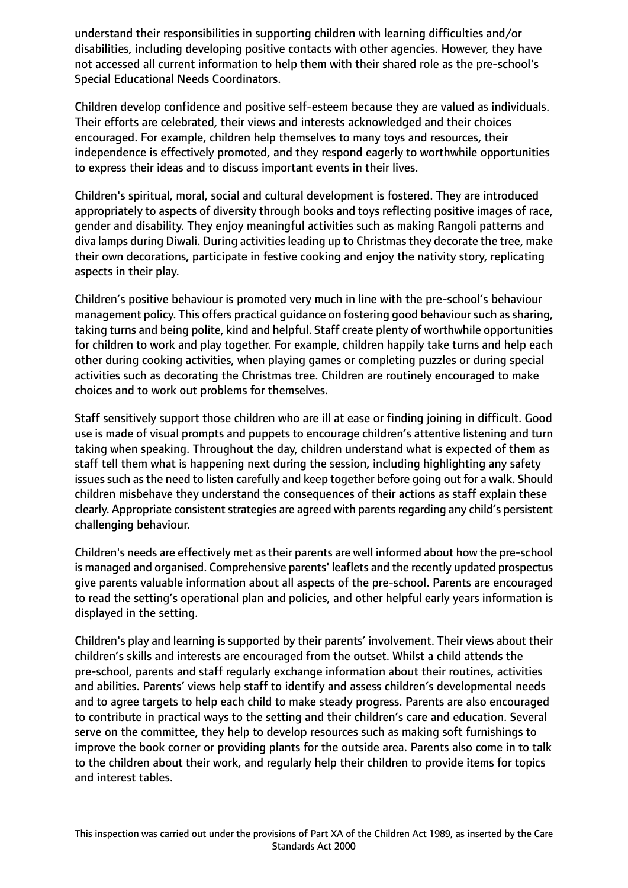understand their responsibilities in supporting children with learning difficulties and/or disabilities, including developing positive contacts with other agencies. However, they have not accessed all current information to help them with their shared role as the pre-school's Special Educational Needs Coordinators.

Children develop confidence and positive self-esteem because they are valued as individuals. Their efforts are celebrated, their views and interests acknowledged and their choices encouraged. For example, children help themselves to many toys and resources, their independence is effectively promoted, and they respond eagerly to worthwhile opportunities to express their ideas and to discuss important events in their lives.

Children's spiritual, moral, social and cultural development is fostered. They are introduced appropriately to aspects of diversity through books and toys reflecting positive images of race, gender and disability. They enjoy meaningful activities such as making Rangoli patterns and diva lamps during Diwali. During activities leading up to Christmas they decorate the tree, make their own decorations, participate in festive cooking and enjoy the nativity story, replicating aspects in their play.

Children's positive behaviour is promoted very much in line with the pre-school's behaviour management policy. This offers practical guidance on fostering good behaviour such as sharing, taking turns and being polite, kind and helpful. Staff create plenty of worthwhile opportunities for children to work and play together. For example, children happily take turns and help each other during cooking activities, when playing games or completing puzzles or during special activities such as decorating the Christmas tree. Children are routinely encouraged to make choices and to work out problems for themselves.

Staff sensitively support those children who are ill at ease or finding joining in difficult. Good use is made of visual prompts and puppets to encourage children's attentive listening and turn taking when speaking. Throughout the day, children understand what is expected of them as staff tell them what is happening next during the session, including highlighting any safety issues such as the need to listen carefully and keep together before going out for a walk. Should children misbehave they understand the consequences of their actions as staff explain these clearly. Appropriate consistent strategies are agreed with parents regarding any child's persistent challenging behaviour.

Children's needs are effectively met as their parents are well informed about how the pre-school is managed and organised. Comprehensive parents' leaflets and the recently updated prospectus give parents valuable information about all aspects of the pre-school. Parents are encouraged to read the setting's operational plan and policies, and other helpful early years information is displayed in the setting.

Children's play and learning is supported by their parents' involvement. Their views about their children's skills and interests are encouraged from the outset. Whilst a child attends the pre-school, parents and staff regularly exchange information about their routines, activities and abilities. Parents' views help staff to identify and assess children's developmental needs and to agree targets to help each child to make steady progress. Parents are also encouraged to contribute in practical ways to the setting and their children's care and education. Several serve on the committee, they help to develop resources such as making soft furnishings to improve the book corner or providing plants for the outside area. Parents also come in to talk to the children about their work, and regularly help their children to provide items for topics and interest tables.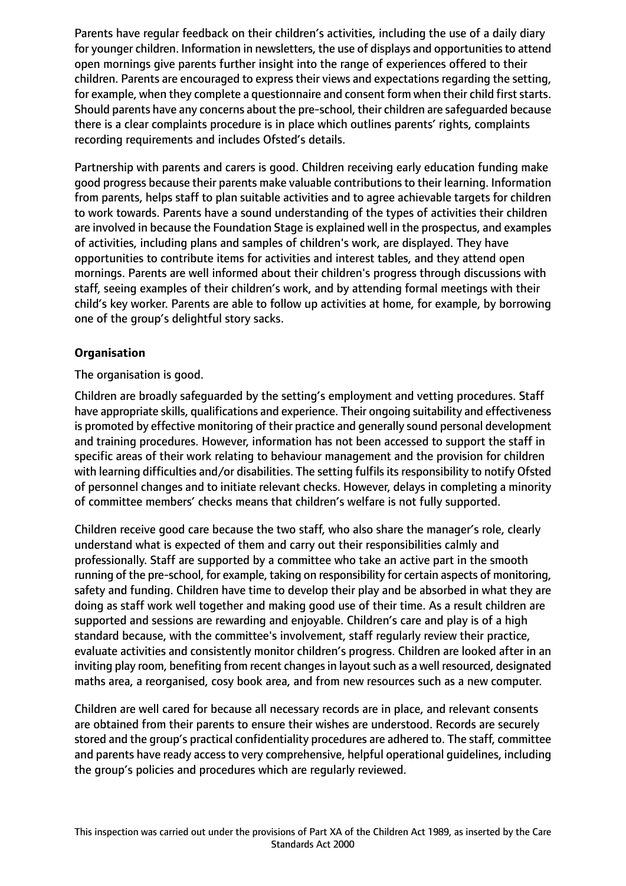Parents have regular feedback on their children's activities, including the use of a daily diary for younger children. Information in newsletters, the use of displays and opportunities to attend open mornings give parents further insight into the range of experiences offered to their children. Parents are encouraged to express their views and expectations regarding the setting, for example, when they complete a questionnaire and consent form when their child first starts. Should parents have any concerns about the pre-school, their children are safeguarded because there is a clear complaints procedure is in place which outlines parents' rights, complaints recording requirements and includes Ofsted's details.

Partnership with parents and carers is good. Children receiving early education funding make good progress because their parents make valuable contributions to their learning. Information from parents, helps staff to plan suitable activities and to agree achievable targets for children to work towards. Parents have a sound understanding of the types of activities their children are involved in because the Foundation Stage is explained well in the prospectus, and examples of activities, including plans and samples of children's work, are displayed. They have opportunities to contribute items for activities and interest tables, and they attend open mornings. Parents are well informed about their children's progress through discussions with staff, seeing examples of their children's work, and by attending formal meetings with their child's key worker. Parents are able to follow up activities at home, for example, by borrowing one of the group's delightful story sacks.

**Organisation**

The organisation is good.

Children are broadly safeguarded by the setting's employment and vetting procedures. Staff have appropriate skills, qualifications and experience. Their ongoing suitability and effectiveness is promoted by effective monitoring of their practice and generally sound personal development and training procedures. However, information has not been accessed to support the staff in specific areas of their work relating to behaviour management and the provision for children with learning difficulties and/or disabilities. The setting fulfils its responsibility to notify Ofsted of personnel changes and to initiate relevant checks. However, delays in completing a minority of committee members' checks means that children's welfare is not fully supported.

Children receive good care because the two staff, who also share the manager's role, clearly understand what is expected of them and carry out their responsibilities calmly and professionally. Staff are supported by a committee who take an active part in the smooth running of the pre-school, for example, taking on responsibility for certain aspects of monitoring, safety and funding. Children have time to develop their play and be absorbed in what they are doing as staff work well together and making good use of their time. As a result children are supported and sessions are rewarding and enjoyable. Children's care and play is of a high standard because, with the committee's involvement, staff regularly review their practice, evaluate activities and consistently monitor children's progress. Children are looked after in an inviting play room, benefiting from recent changes in layout such as a well resourced, designated maths area, a reorganised, cosy book area, and from new resources such as a new computer.

Children are well cared for because all necessary records are in place, and relevant consents are obtained from their parents to ensure their wishes are understood. Records are securely stored and the group's practical confidentiality procedures are adhered to. The staff, committee and parents have ready access to very comprehensive, helpful operational guidelines, including the group's policies and procedures which are regularly reviewed.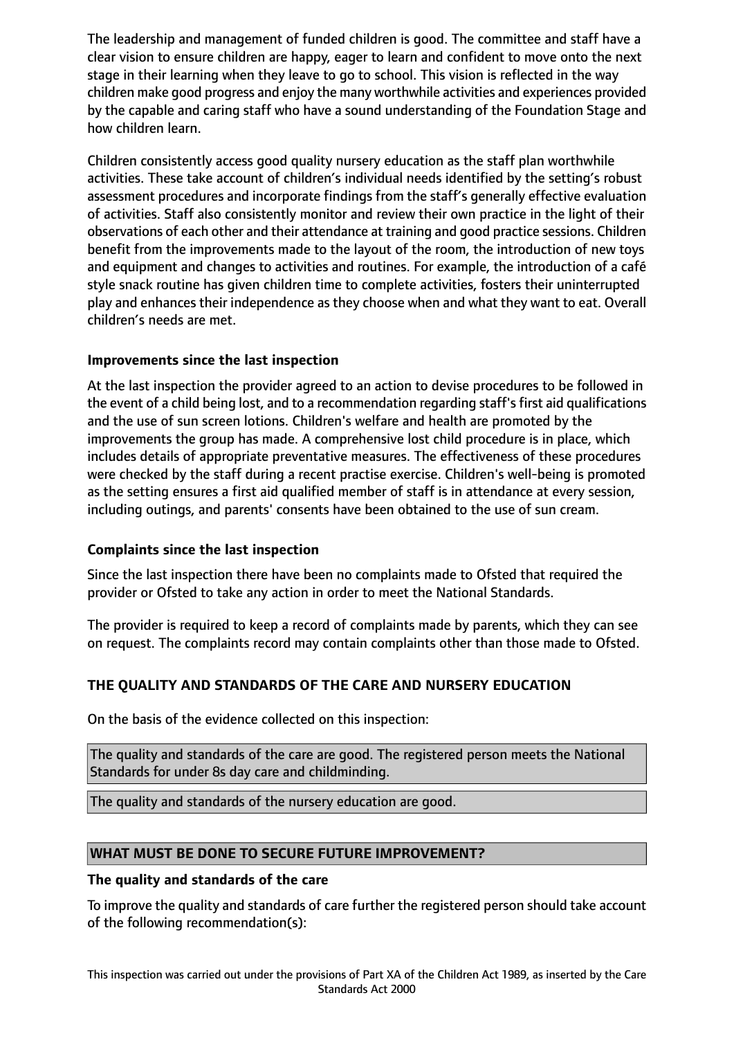The leadership and management of funded children is good. The committee and staff have a clear vision to ensure children are happy, eager to learn and confident to move onto the next stage in their learning when they leave to go to school. This vision is reflected in the way children make good progress and enjoy the many worthwhile activities and experiences provided by the capable and caring staff who have a sound understanding of the Foundation Stage and how children learn.

Children consistently access good quality nursery education as the staff plan worthwhile activities. These take account of children's individual needs identified by the setting's robust assessment procedures and incorporate findings from the staff's generally effective evaluation of activities. Staff also consistently monitor and review their own practice in the light of their observations of each other and their attendance at training and good practice sessions. Children benefit from the improvements made to the layout of the room, the introduction of new toys and equipment and changes to activities and routines. For example, the introduction of a café style snack routine has given children time to complete activities, fosters their uninterrupted play and enhances their independence as they choose when and what they want to eat. Overall children's needs are met.

### Improvements since the last inspection

At the last inspection the provider agreed to an action to devise procedures to be followed in the event of a child being lost, and to a recommendation regarding staff's first aid qualifications and the use of sun screen lotions. Children's welfare and health are promoted by the improvements the group has made. A comprehensive lost child procedure is in place, which includes details of appropriate preventative measures. The effectiveness of these procedures were checked by the staff during a recent practise exercise. Children's well-being is promoted as the setting ensures a first aid qualified member of staff is in attendance at every session, including outings, and parents' consents have been obtained to the use of sun cream.

### Complaints since the last inspection

Since the last inspection there have been no complaints made to Ofsted that required the provider or Ofsted to take any action in order to meet the National Standards.

The provider is required to keep a record of complaints made by parents, which they can see on request. The complaints record may contain complaints other than those made to Ofsted.

## THE QUALITY AND STANDARDS OF THE CARE AND NURSERY EDUCATION

On the basis of the evidence collected on this inspection:

The quality and standards of the care are good. The registered person meets the National Standards for under 8s day care and childminding.

The quality and standards of the nursery education are good.

## WHAT MUST BE DONE TO SECURE FUTURE IMPROVEMENT?

### The quality and standards of the care

To improve the quality and standards of care further the registered person should take account of the following recommendation(s):

This inspection was carried out under the provisions of Part XA of the Children Act 1989, as inserted by the Care Standards Act 2000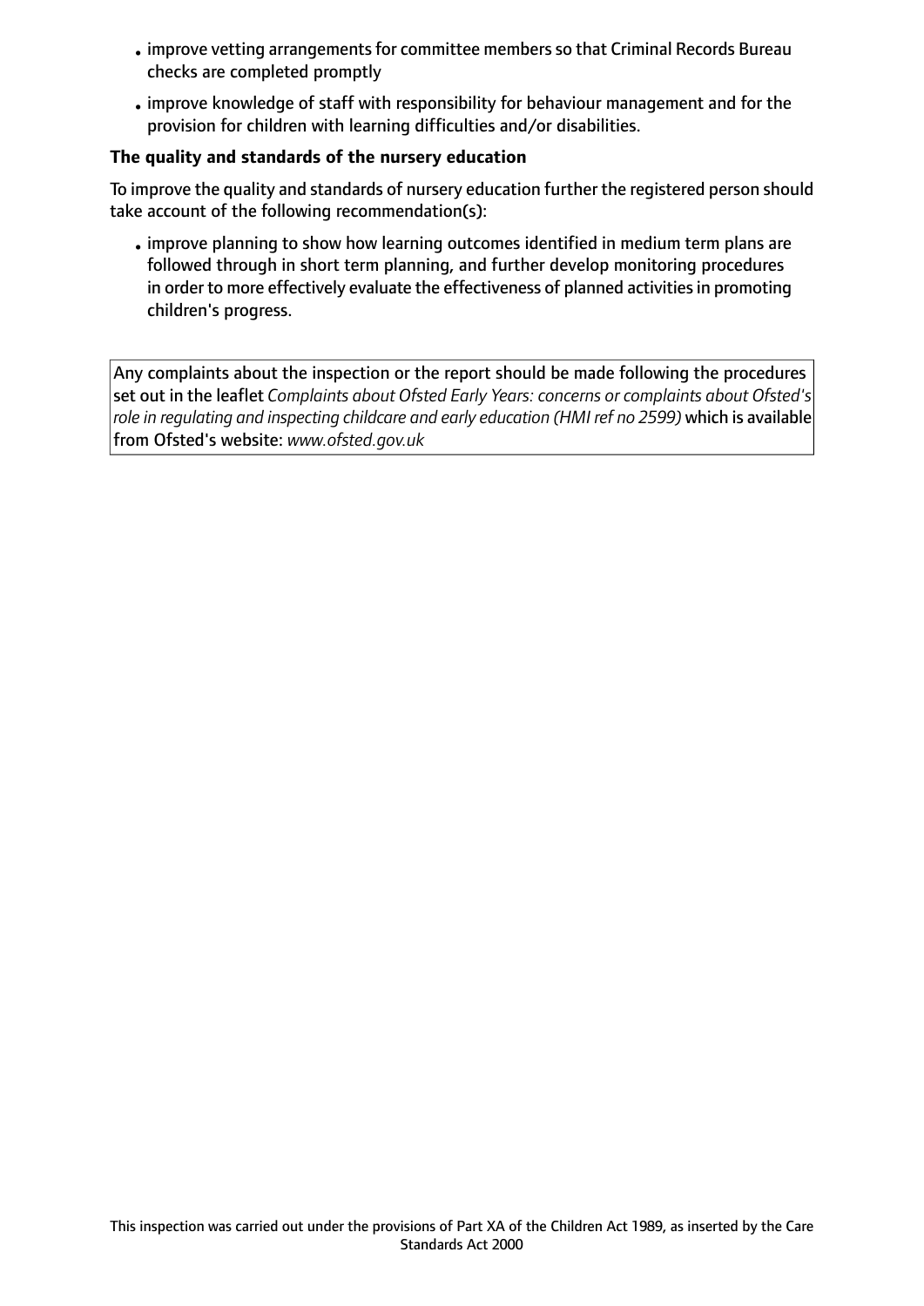- improve vetting arrangements for committee members so that Criminal Records Bureau checks are completed promptly
- improve knowledge of staff with responsibility for behaviour management and for the provision for children with learning difficulties and/or disabilities.

**The quality and standards of the nursery education**

To improve the quality and standards of nursery education further the registered person should take account of the following recommendation(s):

- improve planning to show how learning outcomes identified in medium term plans are followed through in short term planning, and further develop monitoring procedures in order to more effectively evaluate the effectiveness of planned activities in promoting children's progress.

Any complaints about the inspection or the report should be made following the procedures set out in the leaflet *Complaints about Ofsted Early Years: concerns or complaints about Ofsted's role in regulating and inspecting childcare and early education (HMI ref no 2599)* which is available from Ofsted's website: *www.ofsted.gov.uk*

This inspection was carried out under the provisions of Part XA of the Children Act 1989, as inserted by the Care Standards Act 2000